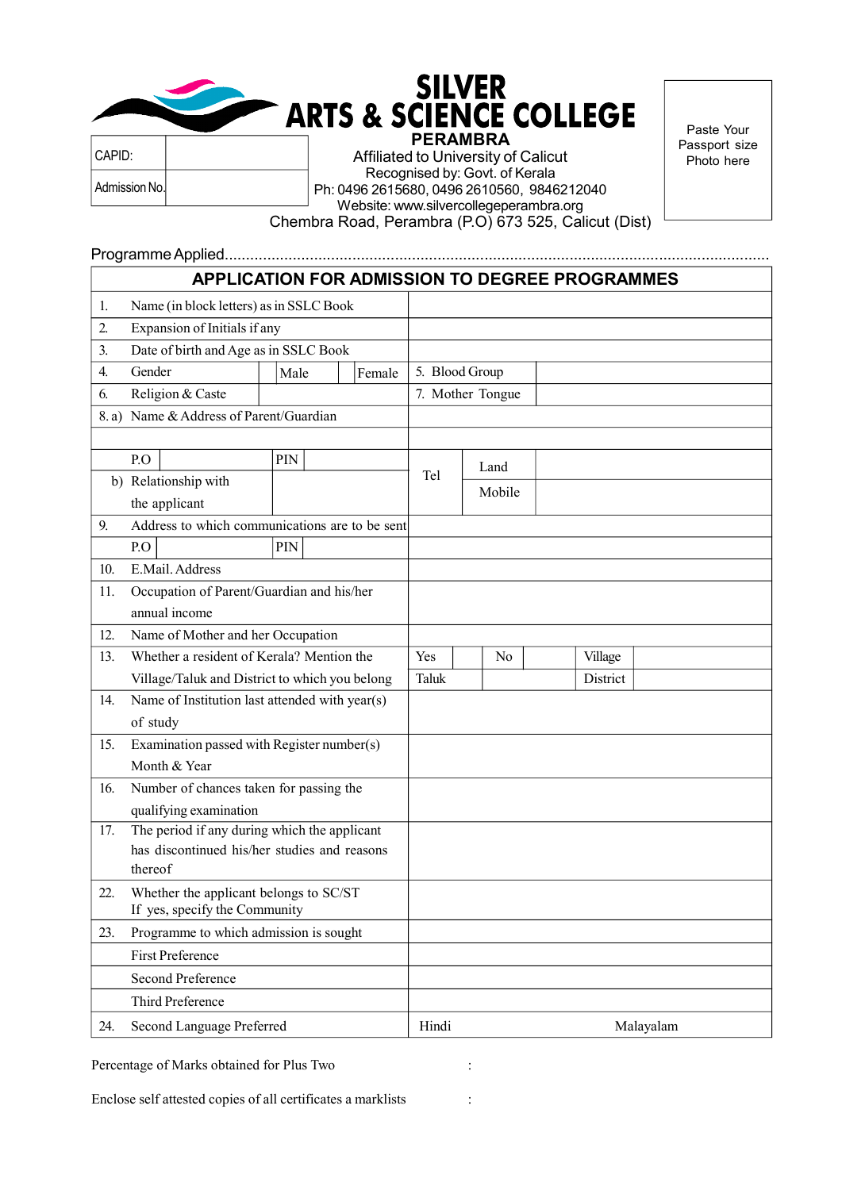# SILVER ARTS & SCIENCE COLLEGE

## PERAMBRA

Affiliated to University of Calicut
Recognised by: Govt. of Kerala
Ph: 0496 2615680, 0496 2610560, 9846212040
Website: www.silvercollegeperambra.org
Chembra Road, Perambra (P.O) 673 525, Calicut (Dist)

| CAPID: | |
|---|---|
| Admission No. | |

Paste Your Passport size Photo here

Programme Applied..................................................................................................................................

## APPLICATION FOR ADMISSION TO DEGREE PROGRAMMES

| No. | Item | | | | | | |
|---|---|---|---|---|---|---|---|
| 1. | Name (in block letters) as in SSLC Book | | | | | | |
| 2. | Expansion of Initials if any | | | | | | |
| 3. | Date of birth and Age as in SSLC Book | | | | | | |
| 4. | Gender | Male | Female | 5. Blood Group | | | |
| 6. | Religion & Caste | | | 7. Mother Tongue | | | |
| 8. a) | Name & Address of Parent/Guardian | | | | | | |
| | | | | | | | |
| | P.O | PIN | | Tel | Land | | |
| b) | Relationship with the applicant | | | | Mobile | | |
| 9. | Address to which communications are to be sent | | | | | | |
| | P.O | PIN | | | | | |
| 10. | E.Mail. Address | | | | | | |
| 11. | Occupation of Parent/Guardian and his/her annual income | | | | | | |
| 12. | Name of Mother and her Occupation | | | | | | |
| 13. | Whether a resident of Kerala? Mention the Village/Taluk and District to which you belong | | | Yes | No | Village | |
| | | | | Taluk | | District | |
| 14. | Name of Institution last attended with year(s) of study | | | | | | |
| 15. | Examination passed with Register number(s) Month & Year | | | | | | |
| 16. | Number of chances taken for passing the qualifying examination | | | | | | |
| 17. | The period if any during which the applicant has discontinued his/her studies and reasons thereof | | | | | | |
| 22. | Whether the applicant belongs to SC/ST If yes, specify the Community | | | | | | |
| 23. | Programme to which admission is sought | | | | | | |
| | First Preference | | | | | | |
| | Second Preference | | | | | | |
| | Third Preference | | | | | | |
| 24. | Second Language Preferred | | | Hindi | | Malayalam | |

Percentage of Marks obtained for Plus Two :

Enclose self attested copies of all certificates a marklists :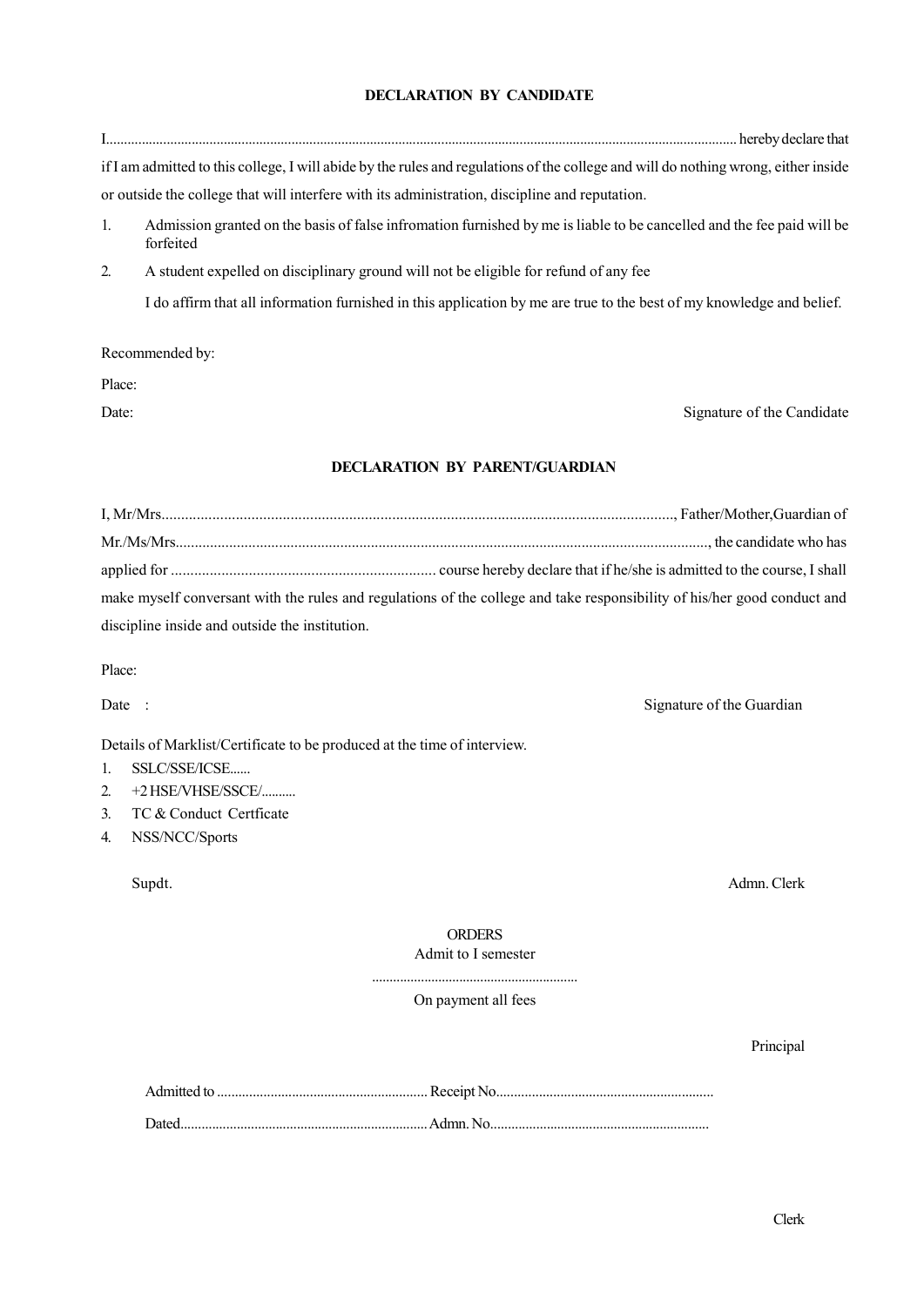## DECLARATION BY CANDIDATE

I.................................................................................................................................................................. hereby declare that if I am admitted to this college, I will abide by the rules and regulations of the college and will do nothing wrong, either inside or outside the college that will interfere with its administration, discipline and reputation.

1. Admission granted on the basis of false infromation furnished by me is liable to be cancelled and the fee paid will be forfeited
2. A student expelled on disciplinary ground will not be eligible for refund of any fee

   I do affirm that all information furnished in this application by me are true to the best of my knowledge and belief.

Recommended by:

Place:

Date: Signature of the Candidate

## DECLARATION BY PARENT/GUARDIAN

I, Mr/Mrs..................................................................................................................................., Father/Mother,Guardian of Mr./Ms/Mrs.........................................................................................................................................., the candidate who has applied for .................................................................... course hereby declare that if he/she is admitted to the course, I shall make myself conversant with the rules and regulations of the college and take responsibility of his/her good conduct and discipline inside and outside the institution.

Place:

Date : Signature of the Guardian

Details of Marklist/Certificate to be produced at the time of interview.

1. SSLC/SSE/ICSE......
2. +2 HSE/VHSE/SSCE/..........
3. TC & Conduct Certficate
4. NSS/NCC/Sports

Supdt. Admn. Clerk

ORDERS

Admit to I semester

..........................................................

On payment all fees

Principal

Admitted to .......................................................... Receipt No............................................................

Dated..................................................................... Admn. No.............................................................

Clerk